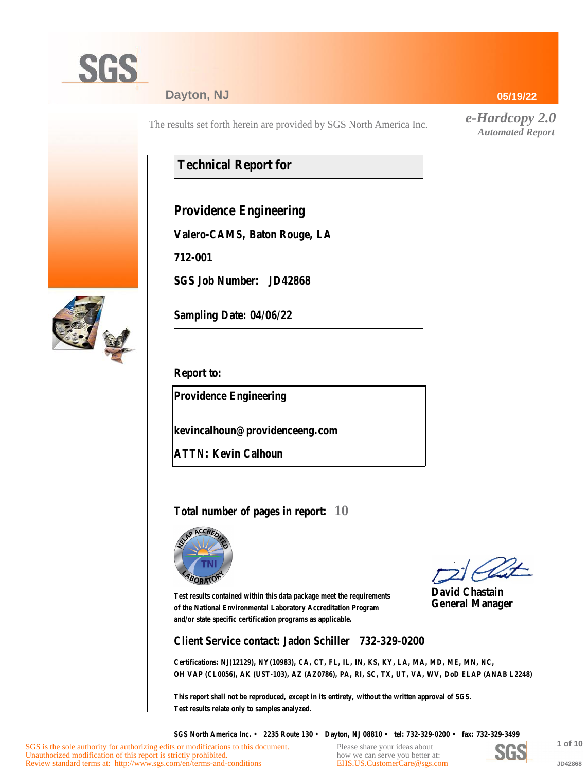SGS

Dayton, NJ

05/19/22

The results set forth herein are provided by SGS North America Inc.

*e-Hardcopy 2.0*
*Automated Report*

## Technical Report for

**Providence Engineering**

**Valero-CAMS, Baton Rouge, LA**

**712-001**

**SGS Job Number: JD42868**

**Sampling Date: 04/06/22**

**Report to:**

**Providence Engineering**

**kevincalhoun@providenceeng.com**

**ATTN: Kevin Calhoun**

**Total number of pages in report: 10**

Test results contained within this data package meet the requirements of the National Environmental Laboratory Accreditation Program and/or state specific certification programs as applicable.

**David Chastain**
**General Manager**

**Client Service contact: Jadon Schiller 732-329-0200**

Certifications: NJ(12129), NY(10983), CA, CT, FL, IL, IN, KS, KY, LA, MA, MD, ME, MN, NC, OH VAP (CL0056), AK (UST-103), AZ (AZ0786), PA, RI, SC, TX, UT, VA, WV, DoD ELAP (ANAB L2248)

This report shall not be reproduced, except in its entirety, without the written approval of SGS. Test results relate only to samples analyzed.

SGS North America Inc. • 2235 Route 130 • Dayton, NJ 08810 • tel: 732-329-0200 • fax: 732-329-3499

SGS is the sole authority for authorizing edits or modifications to this document. Unauthorized modification of this report is strictly prohibited. Review standard terms at: http://www.sgs.com/en/terms-and-conditions

Please share your ideas about how we can serve you better at: EHS.US.CustomerCare@sgs.com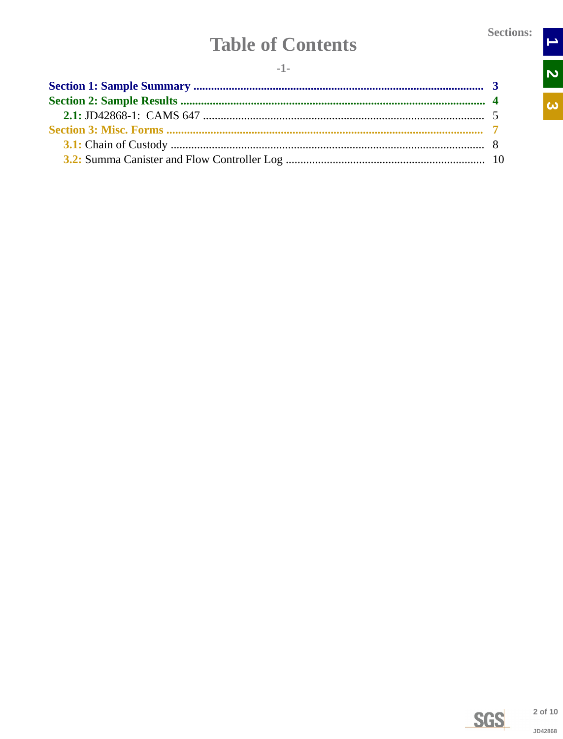# Table of Contents

-1-

**Section 1: Sample Summary** ........................................................................ **3**

**Section 2: Sample Results** ........................................................................ **4**

- **2.1:** JD42868-1: CAMS 647 ........................................................................ 5

**Section 3: Misc. Forms** ........................................................................ **7**

- **3.1:** Chain of Custody ........................................................................ 8
- **3.2:** Summa Canister and Flow Controller Log ........................................................................ 10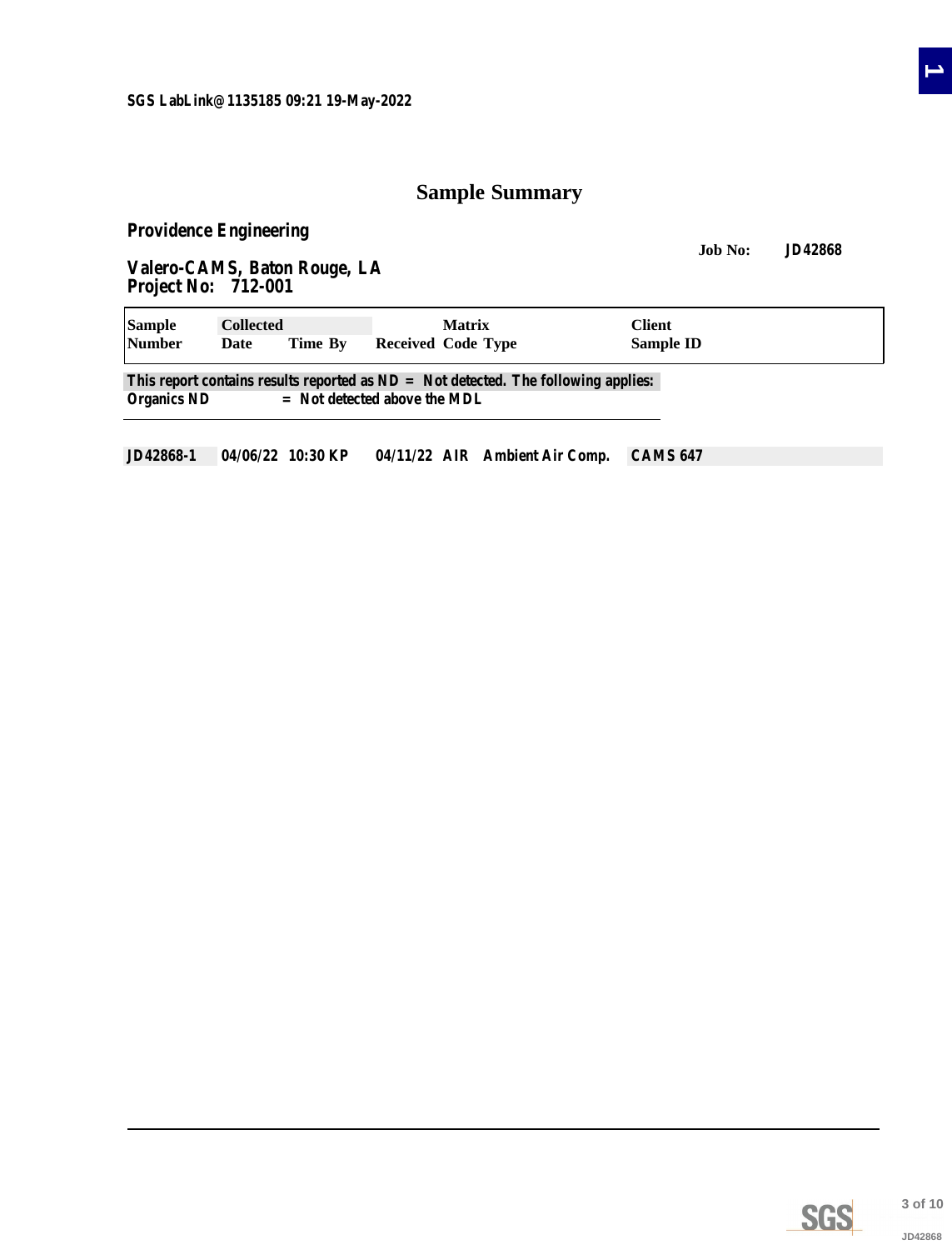SGS LabLink@1135185 09:21 19-May-2022

# Sample Summary

**Providence Engineering**

**Job No: JD42868**

**Valero-CAMS, Baton Rouge, LA**
**Project No: 712-001**

| Sample Number | Collected Date | Time | By | Received | Matrix Code | Type | Client Sample ID |
|---|---|---|---|---|---|---|---|
| JD42868-1 | 04/06/22 | 10:30 | KP | 04/11/22 | AIR | Ambient Air Comp. | CAMS 647 |

This report contains results reported as ND = Not detected. The following applies:
Organics ND = Not detected above the MDL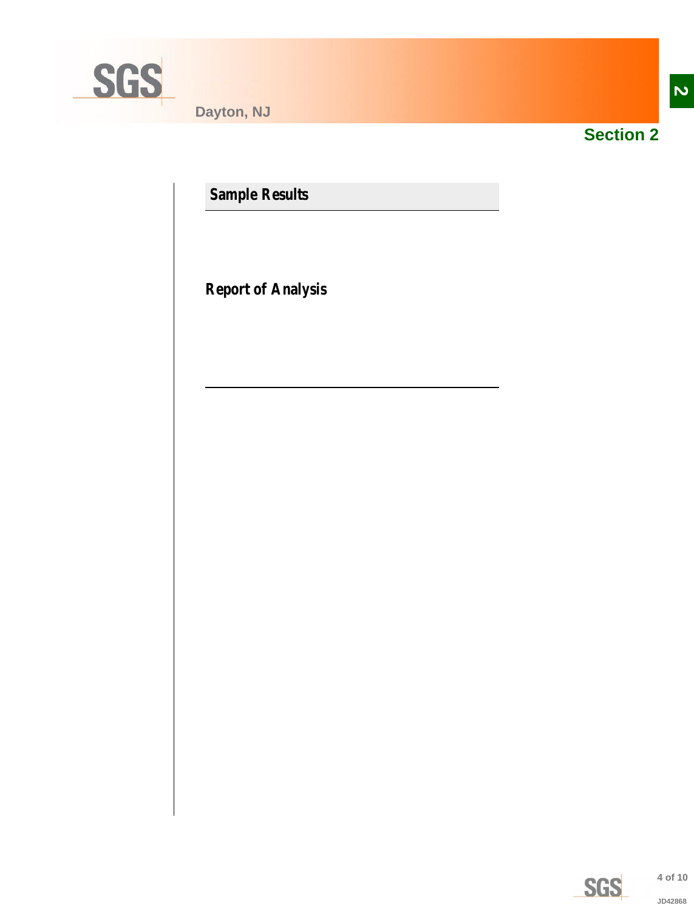## Section 2

### Sample Results

### Report of Analysis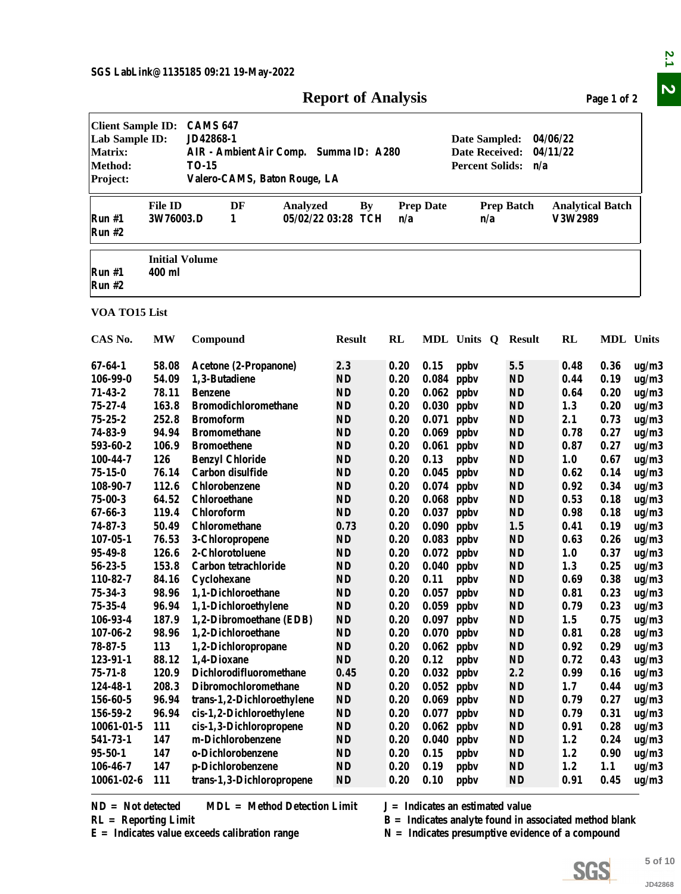SGS LabLink@1135185 09:21 19-May-2022

# Report of Analysis

Page 1 of 2

| | | | |
|---|---|---|---|
| **Client Sample ID:** | CAMS 647 | | |
| **Lab Sample ID:** | JD42868-1 | **Date Sampled:** | 04/06/22 |
| **Matrix:** | AIR - Ambient Air Comp. Summa ID: A280 | **Date Received:** | 04/11/22 |
| **Method:** | TO-15 | **Percent Solids:** | n/a |
| **Project:** | Valero-CAMS, Baton Rouge, LA | | |

| | File ID | DF | Analyzed | By | Prep Date | Prep Batch | Analytical Batch |
|---|---|---|---|---|---|---|---|
| Run #1 | 3W76003.D | 1 | 05/02/22 03:28 | TCH | n/a | n/a | V3W2989 |
| Run #2 | | | | | | | |

| | Initial Volume |
|---|---|
| Run #1 | 400 ml |
| Run #2 | |

**VOA TO15 List**

| CAS No. | MW | Compound | Result | RL | MDL | Units | Q | Result | RL | MDL | Units |
|---|---|---|---|---|---|---|---|---|---|---|---|
| 67-64-1 | 58.08 | Acetone (2-Propanone) | 2.3 | 0.20 | 0.15 | ppbv | | 5.5 | 0.48 | 0.36 | ug/m3 |
| 106-99-0 | 54.09 | 1,3-Butadiene | ND | 0.20 | 0.084 | ppbv | | ND | 0.44 | 0.19 | ug/m3 |
| 71-43-2 | 78.11 | Benzene | ND | 0.20 | 0.062 | ppbv | | ND | 0.64 | 0.20 | ug/m3 |
| 75-27-4 | 163.8 | Bromodichloromethane | ND | 0.20 | 0.030 | ppbv | | ND | 1.3 | 0.20 | ug/m3 |
| 75-25-2 | 252.8 | Bromoform | ND | 0.20 | 0.071 | ppbv | | ND | 2.1 | 0.73 | ug/m3 |
| 74-83-9 | 94.94 | Bromomethane | ND | 0.20 | 0.069 | ppbv | | ND | 0.78 | 0.27 | ug/m3 |
| 593-60-2 | 106.9 | Bromoethene | ND | 0.20 | 0.061 | ppbv | | ND | 0.87 | 0.27 | ug/m3 |
| 100-44-7 | 126 | Benzyl Chloride | ND | 0.20 | 0.13 | ppbv | | ND | 1.0 | 0.67 | ug/m3 |
| 75-15-0 | 76.14 | Carbon disulfide | ND | 0.20 | 0.045 | ppbv | | ND | 0.62 | 0.14 | ug/m3 |
| 108-90-7 | 112.6 | Chlorobenzene | ND | 0.20 | 0.074 | ppbv | | ND | 0.92 | 0.34 | ug/m3 |
| 75-00-3 | 64.52 | Chloroethane | ND | 0.20 | 0.068 | ppbv | | ND | 0.53 | 0.18 | ug/m3 |
| 67-66-3 | 119.4 | Chloroform | ND | 0.20 | 0.037 | ppbv | | ND | 0.98 | 0.18 | ug/m3 |
| 74-87-3 | 50.49 | Chloromethane | 0.73 | 0.20 | 0.090 | ppbv | | 1.5 | 0.41 | 0.19 | ug/m3 |
| 107-05-1 | 76.53 | 3-Chloropropene | ND | 0.20 | 0.083 | ppbv | | ND | 0.63 | 0.26 | ug/m3 |
| 95-49-8 | 126.6 | 2-Chlorotoluene | ND | 0.20 | 0.072 | ppbv | | ND | 1.0 | 0.37 | ug/m3 |
| 56-23-5 | 153.8 | Carbon tetrachloride | ND | 0.20 | 0.040 | ppbv | | ND | 1.3 | 0.25 | ug/m3 |
| 110-82-7 | 84.16 | Cyclohexane | ND | 0.20 | 0.11 | ppbv | | ND | 0.69 | 0.38 | ug/m3 |
| 75-34-3 | 98.96 | 1,1-Dichloroethane | ND | 0.20 | 0.057 | ppbv | | ND | 0.81 | 0.23 | ug/m3 |
| 75-35-4 | 96.94 | 1,1-Dichloroethylene | ND | 0.20 | 0.059 | ppbv | | ND | 0.79 | 0.23 | ug/m3 |
| 106-93-4 | 187.9 | 1,2-Dibromoethane (EDB) | ND | 0.20 | 0.097 | ppbv | | ND | 1.5 | 0.75 | ug/m3 |
| 107-06-2 | 98.96 | 1,2-Dichloroethane | ND | 0.20 | 0.070 | ppbv | | ND | 0.81 | 0.28 | ug/m3 |
| 78-87-5 | 113 | 1,2-Dichloropropane | ND | 0.20 | 0.062 | ppbv | | ND | 0.92 | 0.29 | ug/m3 |
| 123-91-1 | 88.12 | 1,4-Dioxane | ND | 0.20 | 0.12 | ppbv | | ND | 0.72 | 0.43 | ug/m3 |
| 75-71-8 | 120.9 | Dichlorodifluoromethane | 0.45 | 0.20 | 0.032 | ppbv | | 2.2 | 0.99 | 0.16 | ug/m3 |
| 124-48-1 | 208.3 | Dibromochloromethane | ND | 0.20 | 0.052 | ppbv | | ND | 1.7 | 0.44 | ug/m3 |
| 156-60-5 | 96.94 | trans-1,2-Dichloroethylene | ND | 0.20 | 0.069 | ppbv | | ND | 0.79 | 0.27 | ug/m3 |
| 156-59-2 | 96.94 | cis-1,2-Dichloroethylene | ND | 0.20 | 0.077 | ppbv | | ND | 0.79 | 0.31 | ug/m3 |
| 10061-01-5 | 111 | cis-1,3-Dichloropropene | ND | 0.20 | 0.062 | ppbv | | ND | 0.91 | 0.28 | ug/m3 |
| 541-73-1 | 147 | m-Dichlorobenzene | ND | 0.20 | 0.040 | ppbv | | ND | 1.2 | 0.24 | ug/m3 |
| 95-50-1 | 147 | o-Dichlorobenzene | ND | 0.20 | 0.15 | ppbv | | ND | 1.2 | 0.90 | ug/m3 |
| 106-46-7 | 147 | p-Dichlorobenzene | ND | 0.20 | 0.19 | ppbv | | ND | 1.2 | 1.1 | ug/m3 |
| 10061-02-6 | 111 | trans-1,3-Dichloropropene | ND | 0.20 | 0.10 | ppbv | | ND | 0.91 | 0.45 | ug/m3 |

ND = Not detected  MDL = Method Detection Limit  J = Indicates an estimated value
RL = Reporting Limit  B = Indicates analyte found in associated method blank
E = Indicates value exceeds calibration range  N = Indicates presumptive evidence of a compound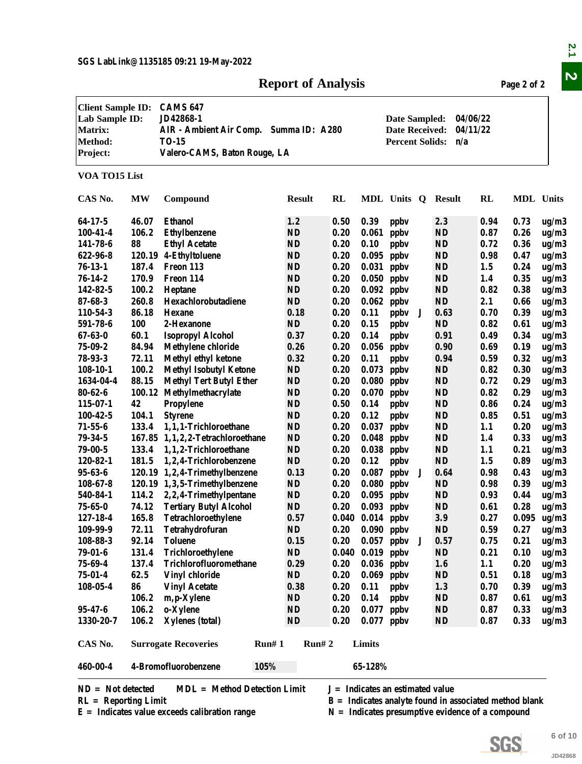SGS LabLink@1135185 09:21 19-May-2022

# Report of Analysis

Page 2 of 2

| | | | |
|---|---|---|---|
| **Client Sample ID:** | CAMS 647 | | |
| **Lab Sample ID:** | JD42868-1 | **Date Sampled:** | 04/06/22 |
| **Matrix:** | AIR - Ambient Air Comp. Summa ID: A280 | **Date Received:** | 04/11/22 |
| **Method:** | TO-15 | **Percent Solids:** | n/a |
| **Project:** | Valero-CAMS, Baton Rouge, LA | | |

**VOA TO15 List**

| CAS No. | MW | Compound | Result | RL | MDL | Units | Q | Result | RL | MDL | Units |
|---|---|---|---|---|---|---|---|---|---|---|---|
| 64-17-5 | 46.07 | Ethanol | 1.2 | 0.50 | 0.39 | ppbv | | 2.3 | 0.94 | 0.73 | ug/m3 |
| 100-41-4 | 106.2 | Ethylbenzene | ND | 0.20 | 0.061 | ppbv | | ND | 0.87 | 0.26 | ug/m3 |
| 141-78-6 | 88 | Ethyl Acetate | ND | 0.20 | 0.10 | ppbv | | ND | 0.72 | 0.36 | ug/m3 |
| 622-96-8 | 120.19 | 4-Ethyltoluene | ND | 0.20 | 0.095 | ppbv | | ND | 0.98 | 0.47 | ug/m3 |
| 76-13-1 | 187.4 | Freon 113 | ND | 0.20 | 0.031 | ppbv | | ND | 1.5 | 0.24 | ug/m3 |
| 76-14-2 | 170.9 | Freon 114 | ND | 0.20 | 0.050 | ppbv | | ND | 1.4 | 0.35 | ug/m3 |
| 142-82-5 | 100.2 | Heptane | ND | 0.20 | 0.092 | ppbv | | ND | 0.82 | 0.38 | ug/m3 |
| 87-68-3 | 260.8 | Hexachlorobutadiene | ND | 0.20 | 0.062 | ppbv | | ND | 2.1 | 0.66 | ug/m3 |
| 110-54-3 | 86.18 | Hexane | 0.18 | 0.20 | 0.11 | ppbv | J | 0.63 | 0.70 | 0.39 | ug/m3 |
| 591-78-6 | 100 | 2-Hexanone | ND | 0.20 | 0.15 | ppbv | | ND | 0.82 | 0.61 | ug/m3 |
| 67-63-0 | 60.1 | Isopropyl Alcohol | 0.37 | 0.20 | 0.14 | ppbv | | 0.91 | 0.49 | 0.34 | ug/m3 |
| 75-09-2 | 84.94 | Methylene chloride | 0.26 | 0.20 | 0.056 | ppbv | | 0.90 | 0.69 | 0.19 | ug/m3 |
| 78-93-3 | 72.11 | Methyl ethyl ketone | 0.32 | 0.20 | 0.11 | ppbv | | 0.94 | 0.59 | 0.32 | ug/m3 |
| 108-10-1 | 100.2 | Methyl Isobutyl Ketone | ND | 0.20 | 0.073 | ppbv | | ND | 0.82 | 0.30 | ug/m3 |
| 1634-04-4 | 88.15 | Methyl Tert Butyl Ether | ND | 0.20 | 0.080 | ppbv | | ND | 0.72 | 0.29 | ug/m3 |
| 80-62-6 | 100.12 | Methylmethacrylate | ND | 0.20 | 0.070 | ppbv | | ND | 0.82 | 0.29 | ug/m3 |
| 115-07-1 | 42 | Propylene | ND | 0.50 | 0.14 | ppbv | | ND | 0.86 | 0.24 | ug/m3 |
| 100-42-5 | 104.1 | Styrene | ND | 0.20 | 0.12 | ppbv | | ND | 0.85 | 0.51 | ug/m3 |
| 71-55-6 | 133.4 | 1,1,1-Trichloroethane | ND | 0.20 | 0.037 | ppbv | | ND | 1.1 | 0.20 | ug/m3 |
| 79-34-5 | 167.85 | 1,1,2,2-Tetrachloroethane | ND | 0.20 | 0.048 | ppbv | | ND | 1.4 | 0.33 | ug/m3 |
| 79-00-5 | 133.4 | 1,1,2-Trichloroethane | ND | 0.20 | 0.038 | ppbv | | ND | 1.1 | 0.21 | ug/m3 |
| 120-82-1 | 181.5 | 1,2,4-Trichlorobenzene | ND | 0.20 | 0.12 | ppbv | | ND | 1.5 | 0.89 | ug/m3 |
| 95-63-6 | 120.19 | 1,2,4-Trimethylbenzene | 0.13 | 0.20 | 0.087 | ppbv | J | 0.64 | 0.98 | 0.43 | ug/m3 |
| 108-67-8 | 120.19 | 1,3,5-Trimethylbenzene | ND | 0.20 | 0.080 | ppbv | | ND | 0.98 | 0.39 | ug/m3 |
| 540-84-1 | 114.2 | 2,2,4-Trimethylpentane | ND | 0.20 | 0.095 | ppbv | | ND | 0.93 | 0.44 | ug/m3 |
| 75-65-0 | 74.12 | Tertiary Butyl Alcohol | ND | 0.20 | 0.093 | ppbv | | ND | 0.61 | 0.28 | ug/m3 |
| 127-18-4 | 165.8 | Tetrachloroethylene | 0.57 | 0.040 | 0.014 | ppbv | | 3.9 | 0.27 | 0.095 | ug/m3 |
| 109-99-9 | 72.11 | Tetrahydrofuran | ND | 0.20 | 0.090 | ppbv | | ND | 0.59 | 0.27 | ug/m3 |
| 108-88-3 | 92.14 | Toluene | 0.15 | 0.20 | 0.057 | ppbv | J | 0.57 | 0.75 | 0.21 | ug/m3 |
| 79-01-6 | 131.4 | Trichloroethylene | ND | 0.040 | 0.019 | ppbv | | ND | 0.21 | 0.10 | ug/m3 |
| 75-69-4 | 137.4 | Trichlorofluoromethane | 0.29 | 0.20 | 0.036 | ppbv | | 1.6 | 1.1 | 0.20 | ug/m3 |
| 75-01-4 | 62.5 | Vinyl chloride | ND | 0.20 | 0.069 | ppbv | | ND | 0.51 | 0.18 | ug/m3 |
| 108-05-4 | 86 | Vinyl Acetate | 0.38 | 0.20 | 0.11 | ppbv | | 1.3 | 0.70 | 0.39 | ug/m3 |
| | 106.2 | m,p-Xylene | ND | 0.20 | 0.14 | ppbv | | ND | 0.87 | 0.61 | ug/m3 |
| 95-47-6 | 106.2 | o-Xylene | ND | 0.20 | 0.077 | ppbv | | ND | 0.87 | 0.33 | ug/m3 |
| 1330-20-7 | 106.2 | Xylenes (total) | ND | 0.20 | 0.077 | ppbv | | ND | 0.87 | 0.33 | ug/m3 |

| CAS No. | Surrogate Recoveries | Run# 1 | Run# 2 | Limits |
|---|---|---|---|---|
| 460-00-4 | 4-Bromofluorobenzene | 105% | | 65-128% |

ND = Not detected    MDL = Method Detection Limit    J = Indicates an estimated value
RL = Reporting Limit    B = Indicates analyte found in associated method blank
E = Indicates value exceeds calibration range    N = Indicates presumptive evidence of a compound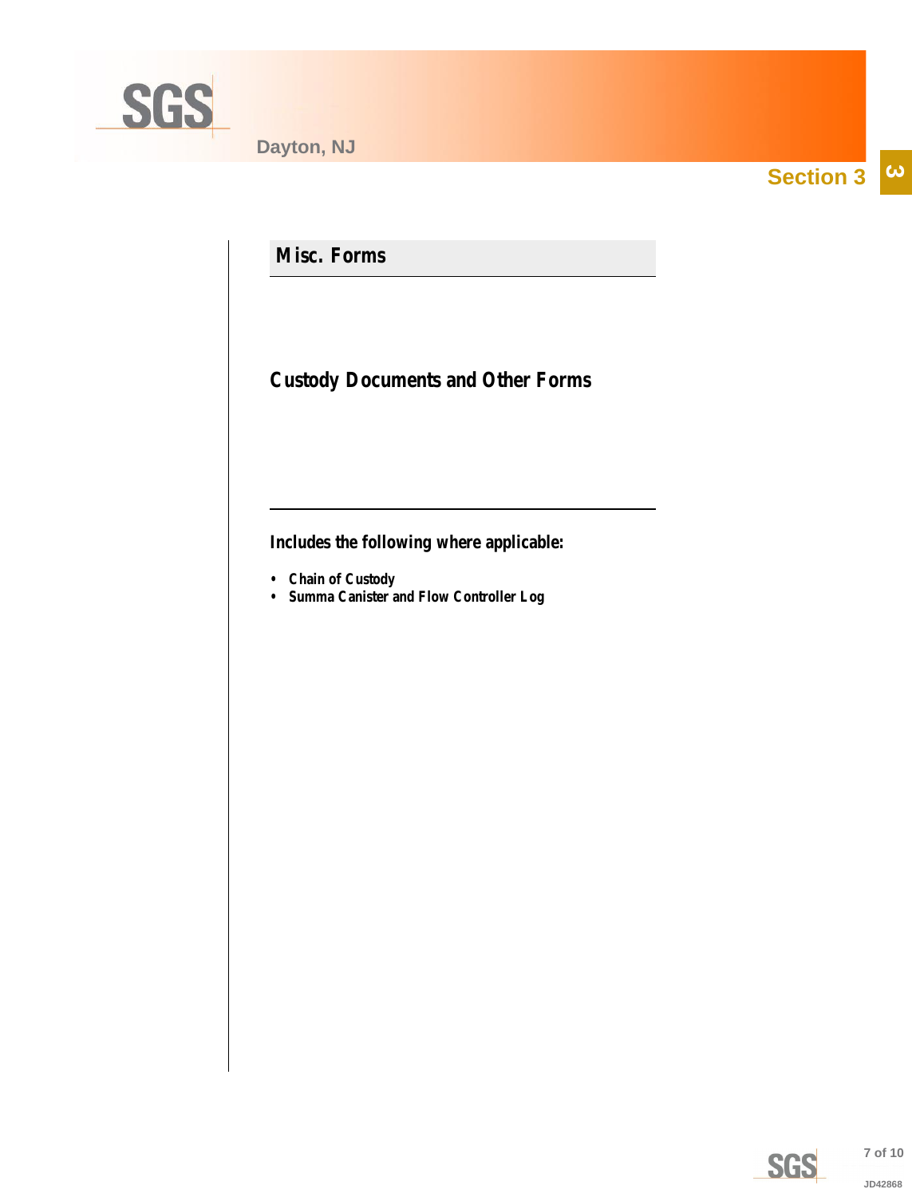Section 3

## Misc. Forms

### Custody Documents and Other Forms

**Includes the following where applicable:**

- **Chain of Custody**
- **Summa Canister and Flow Controller Log**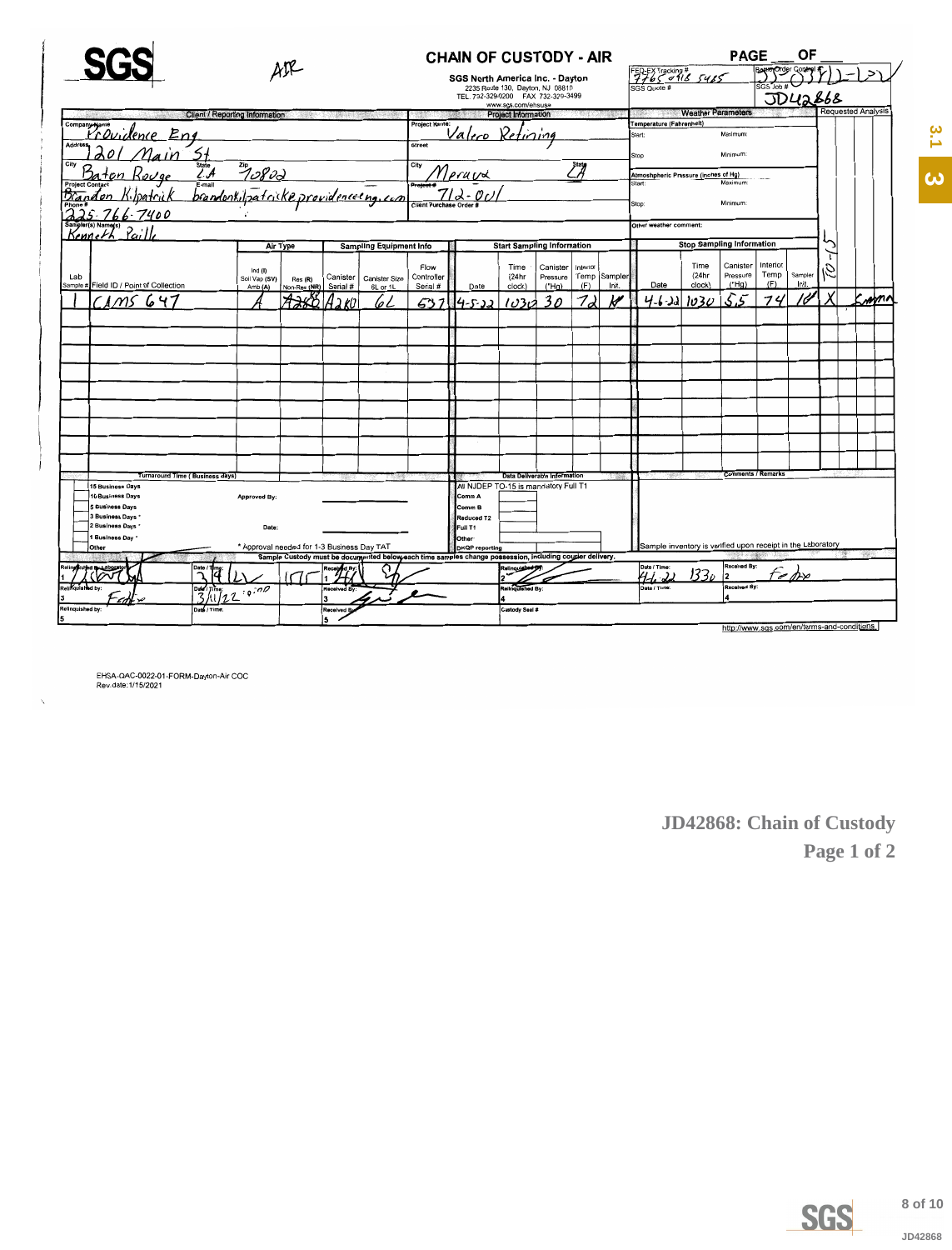# SGS

AIR

## CHAIN OF CUSTODY - AIR

SGS North America Inc. - Dayton
2235 Route 130, Dayton, NJ 08810
TEL. 732-329-0200 FAX 732-329-3499
www.sgs.com/ehsusa

PAGE ___ OF ___

FED-EX Tracking #: 7765 0916 5425
SGS Quote #:
Bottle Order Control #: 351 O371)-121
SGS Job #: JD42868

| Client / Reporting Information | |
|---|---|
| Company Name | Providence Eng |
| Address | 1201 Main St |
| City | Baton Rouge |
| State | LA |
| Zip | 70802 |
| Project Contact | Brandon Kilpatrick |
| E-mail | brandonkilpatrick@providenceeng.com |
| Phone # | 225-766-7400 |
| Sampler(s) Name(s) | Kenneth Paille |

| Project Information | |
|---|---|
| Project Name | Valero Refining |
| Street | |
| City | Meraux |
| State | LA |
| Project # | 712-001 |
| Client Purchase Order # | |

| Weather Parameters | |
|---|---|
| Temperature (Fahrenheit) Start: | Maximum: |
| Stop: | Minimum: |
| Atmospheric Pressure (inches of Hg) Start: | Maximum: |
| Stop: | Minimum: |
| Other weather comment: | |

Requested Analysis: TO-15

| Lab Sample # | Field ID / Point of Collection | Air Type: Ind (I) Soil Vap (SV) Amb (A) | Res (R) Non-Res (NR) | Canister Serial # | Canister Size 6L or 1L | Flow Controller Serial # | Start Date | Start Time (24hr clock) | Start Canister Pressure ("Hg) | Start Interior Temp (F) | Start Sampler Init. | Stop Date | Stop Time (24hr clock) | Stop Canister Pressure ("Hg) | Stop Interior Temp (F) | Stop Sampler Init. | TO-15 | |
|---|---|---|---|---|---|---|---|---|---|---|---|---|---|---|---|---|---|---|
| 1 | CAMS 647 | A | ~~A282~~ | A280 | 6L | 537 | 4-5-22 | 1030 | 30 | 72 | KP | 4-6-22 | 1030 | 5.5 | 74 | KP | X | Summa |

| Turnaround Time (Business days) | |
|---|---|
| 15 Business Days | Approved By: ________ |
| 10 Business Days | |
| 5 Business Days | |
| 3 Business Days * | Date: |
| 2 Business Days * | |
| 1 Business Day * | |
| Other | * Approval needed for 1-3 Business Day TAT |

Data Deliverable Information: All NJDEP TO-15 is mandatory Full T1
- Comm A
- Comm B
- Reduced T2
- Full T1
- Other
- DKQP reporting

Comments / Remarks

Sample inventory is verified upon receipt in the Laboratory

**Sample Custody must be documented below each time samples change possession, including courier delivery.**

| Relinquished by | Date / Time | Received By | Relinquished By | Date / Time | Received By |
|---|---|---|---|---|---|
| 1 [signature] | 3/4/22 1115 | 1 [signature] | 2 [signature] | 4-6-22 1330 | 2 FedEx |
| 3 FedEx | 3/11/22 10:00 | 3 [signature] | 4 | | 4 |
| 5 | | 5 | Custody Seal # | | |

http://www.sgs.com/en/terms-and-conditions

EHSA-QAC-0022-01-FORM-Dayton-Air COC
Rev.date:1/15/2021

**JD42868: Chain of Custody**
**Page 1 of 2**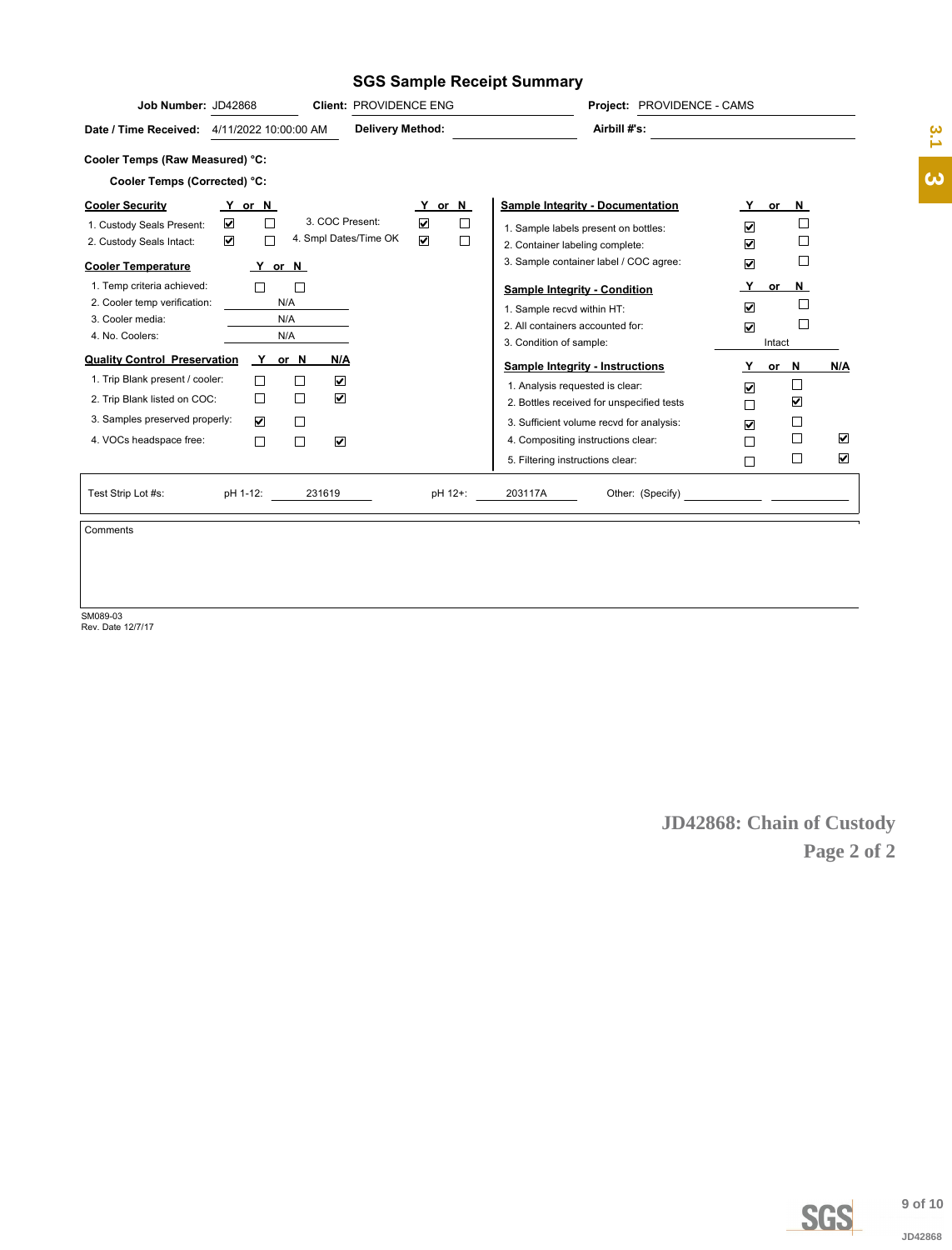# SGS Sample Receipt Summary

**Job Number:** JD42868 **Client:** PROVIDENCE ENG **Project:** PROVIDENCE - CAMS

**Date / Time Received:** 4/11/2022 10:00:00 AM **Delivery Method:** **Airbill #'s:**

**Cooler Temps (Raw Measured) °C:**

**Cooler Temps (Corrected) °C:**

| Cooler Security | Y | N |
|---|---|---|
| 1. Custody Seals Present: | ☑ | ☐ |
| 2. Custody Seals Intact: | ☑ | ☐ |
| 3. COC Present: | ☑ | ☐ |
| 4. Smpl Dates/Time OK | ☑ | ☐ |

| Cooler Temperature | Y | N |
|---|---|---|
| 1. Temp criteria achieved: | ☐ | ☐ |
| 2. Cooler temp verification: | N/A | |
| 3. Cooler media: | N/A | |
| 4. No. Coolers: | N/A | |

| Quality Control Preservation | Y | N | N/A |
|---|---|---|---|
| 1. Trip Blank present / cooler: | ☐ | ☐ | ☑ |
| 2. Trip Blank listed on COC: | ☐ | ☐ | ☑ |
| 3. Samples preserved properly: | ☑ | ☐ | |
| 4. VOCs headspace free: | ☐ | ☐ | ☑ |

| Sample Integrity - Documentation | Y | N |
|---|---|---|
| 1. Sample labels present on bottles: | ☑ | ☐ |
| 2. Container labeling complete: | ☑ | ☐ |
| 3. Sample container label / COC agree: | ☑ | ☐ |

| Sample Integrity - Condition | Y | N |
|---|---|---|
| 1. Sample recvd within HT: | ☑ | ☐ |
| 2. All containers accounted for: | ☑ | ☐ |
| 3. Condition of sample: | Intact | |

| Sample Integrity - Instructions | Y | N | N/A |
|---|---|---|---|
| 1. Analysis requested is clear: | ☑ | ☐ | |
| 2. Bottles received for unspecified tests | ☐ | ☑ | |
| 3. Sufficient volume recvd for analysis: | ☑ | ☐ | |
| 4. Compositing instructions clear: | ☐ | ☐ | ☑ |
| 5. Filtering instructions clear: | ☐ | ☐ | ☑ |

Test Strip Lot #s: pH 1-12: 231619 pH 12+: 203117A Other: (Specify)

Comments

SM089-03
Rev. Date 12/7/17

**JD42868: Chain of Custody**
**Page 2 of 2**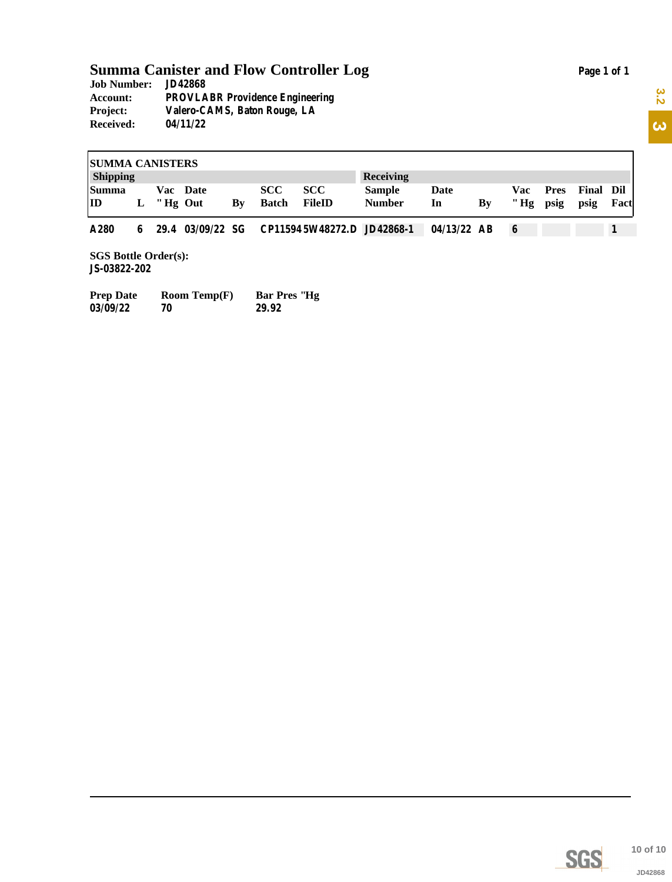# Summa Canister and Flow Controller Log

**Job Number:** JD42868
**Account:** PROVLABR Providence Engineering
**Project:** Valero-CAMS, Baton Rouge, LA
**Received:** 04/11/22

**SUMMA CANISTERS**

| Shipping | | | | | | | Receiving | | | | | | |
|---|---|---|---|---|---|---|---|---|---|---|---|---|---|
| Summa ID | L | Vac " Hg | Date Out | By | SCC Batch | SCC FileID | Sample Number | Date In | By | Vac " Hg | Pres psig | Final psig | Dil Fact |
| A280 | 6 | 29.4 | 03/09/22 | SG | CP11594 | 5W48272.D | JD42868-1 | 04/13/22 | AB | 6 | | | 1 |

**SGS Bottle Order(s):**
JS-03822-202

| Prep Date | Room Temp(F) | Bar Pres "Hg |
|---|---|---|
| 03/09/22 | 70 | 29.92 |